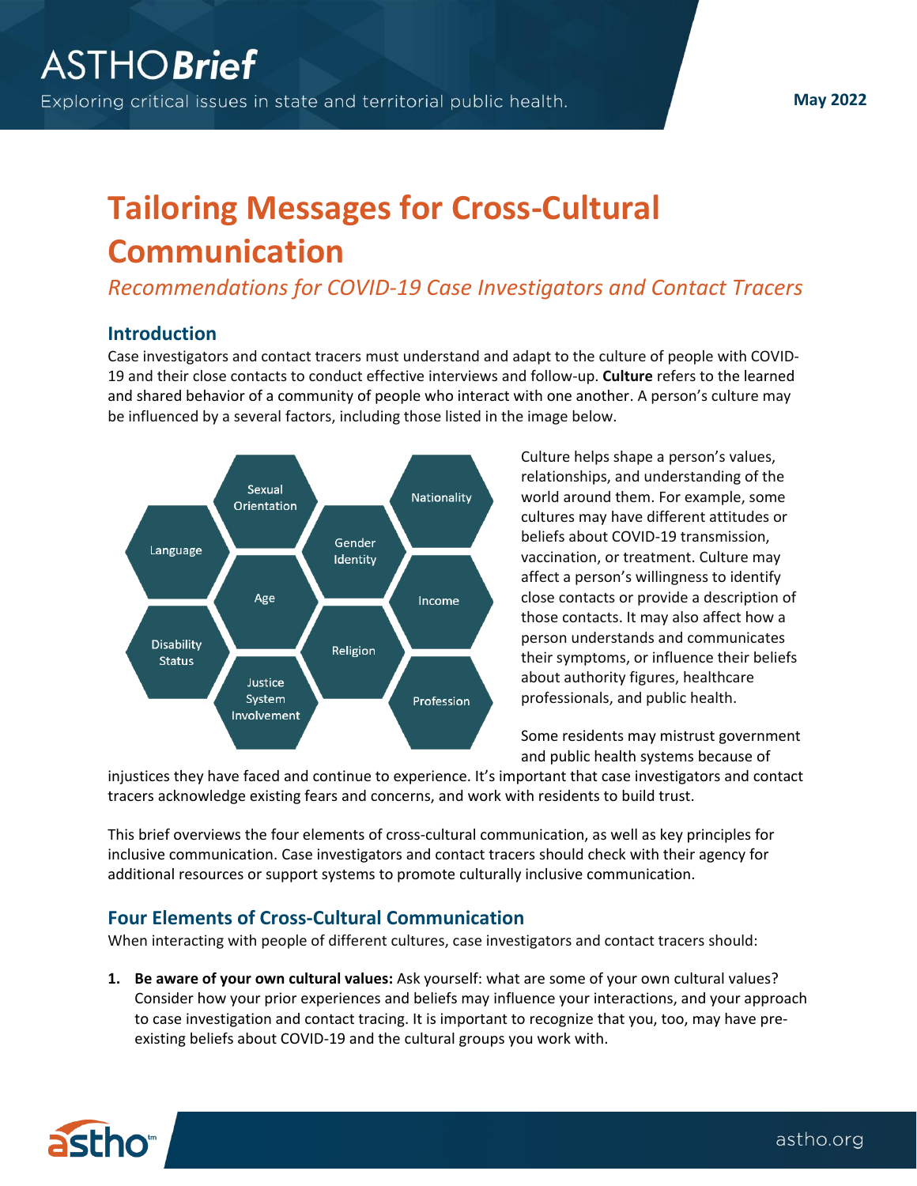# Tailoring Messages for Cross-Cultural Communication

*Recommendations for COVID-19 Case Investigators and Contact Tracers*

## Introduction

Case investigators and contact tracers must understand and adapt to the culture of people with COVID-19 and their close contacts to conduct effective interviews and follow-up. **Culture** refers to the learned and shared behavior of a community of people who interact with one another. A person's culture may be influenced by a several factors, including those listed in the image below.

- Sexual Orientation
- Nationality
- Language
- Gender Identity
- Age
- Income
- Disability Status
- Religion
- Justice System Involvement
- Profession

Culture helps shape a person's values, relationships, and understanding of the world around them. For example, some cultures may have different attitudes or beliefs about COVID-19 transmission, vaccination, or treatment. Culture may affect a person's willingness to identify close contacts or provide a description of those contacts. It may also affect how a person understands and communicates their symptoms, or influence their beliefs about authority figures, healthcare professionals, and public health.

Some residents may mistrust government and public health systems because of injustices they have faced and continue to experience. It's important that case investigators and contact tracers acknowledge existing fears and concerns, and work with residents to build trust.

This brief overviews the four elements of cross-cultural communication, as well as key principles for inclusive communication. Case investigators and contact tracers should check with their agency for additional resources or support systems to promote culturally inclusive communication.

## Four Elements of Cross-Cultural Communication

When interacting with people of different cultures, case investigators and contact tracers should:

1. **Be aware of your own cultural values:** Ask yourself: what are some of your own cultural values? Consider how your prior experiences and beliefs may influence your interactions, and your approach to case investigation and contact tracing. It is important to recognize that you, too, may have pre-existing beliefs about COVID-19 and the cultural groups you work with.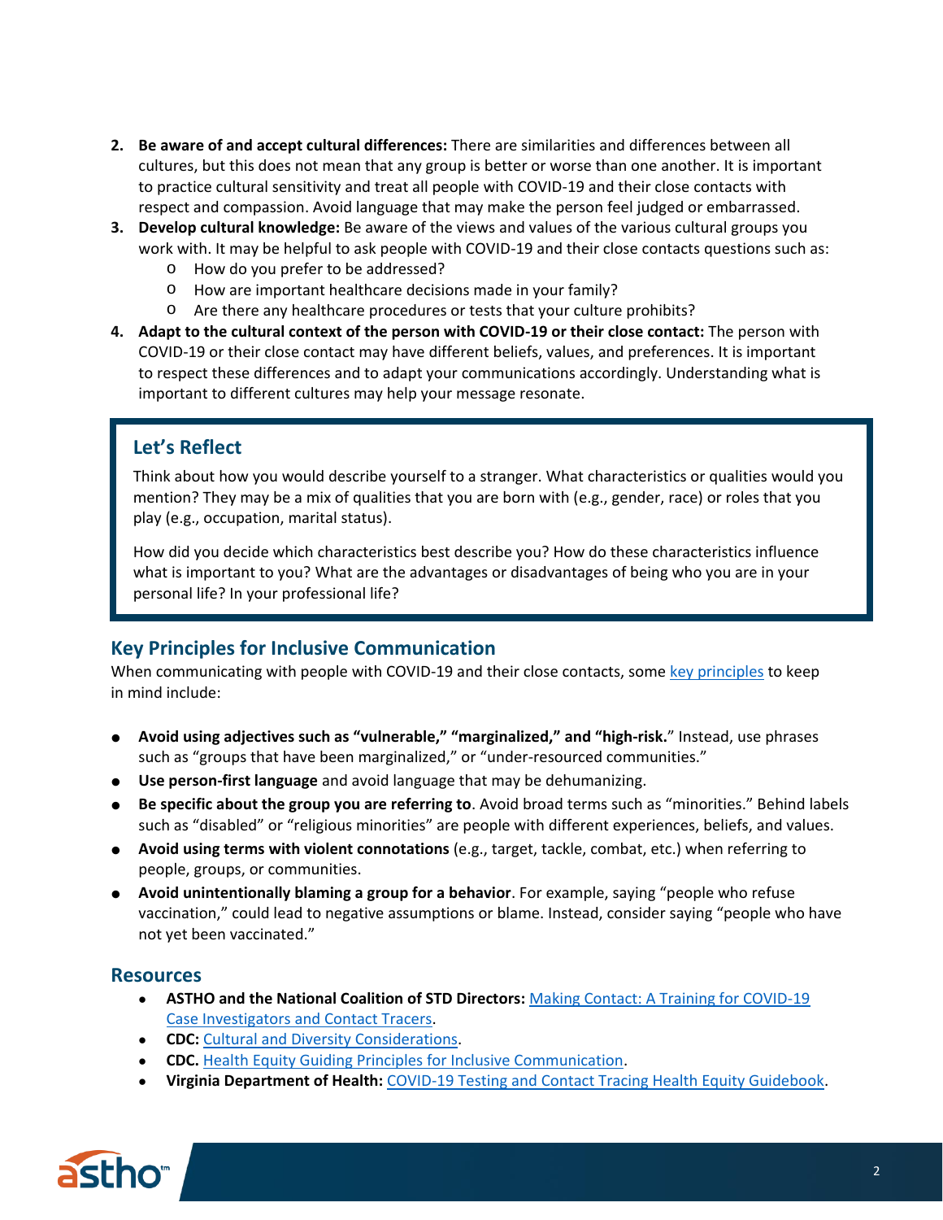2. **Be aware of and accept cultural differences:** There are similarities and differences between all cultures, but this does not mean that any group is better or worse than one another. It is important to practice cultural sensitivity and treat all people with COVID-19 and their close contacts with respect and compassion. Avoid language that may make the person feel judged or embarrassed.
3. **Develop cultural knowledge:** Be aware of the views and values of the various cultural groups you work with. It may be helpful to ask people with COVID-19 and their close contacts questions such as:
   - How do you prefer to be addressed?
   - How are important healthcare decisions made in your family?
   - Are there any healthcare procedures or tests that your culture prohibits?
4. **Adapt to the cultural context of the person with COVID-19 or their close contact:** The person with COVID-19 or their close contact may have different beliefs, values, and preferences. It is important to respect these differences and to adapt your communications accordingly. Understanding what is important to different cultures may help your message resonate.

### Let's Reflect

Think about how you would describe yourself to a stranger. What characteristics or qualities would you mention? They may be a mix of qualities that you are born with (e.g., gender, race) or roles that you play (e.g., occupation, marital status).

How did you decide which characteristics best describe you? How do these characteristics influence what is important to you? What are the advantages or disadvantages of being who you are in your personal life? In your professional life?

## Key Principles for Inclusive Communication

When communicating with people with COVID-19 and their close contacts, some key principles to keep in mind include:

- **Avoid using adjectives such as "vulnerable," "marginalized," and "high-risk."** Instead, use phrases such as "groups that have been marginalized," or "under-resourced communities."
- **Use person-first language** and avoid language that may be dehumanizing.
- **Be specific about the group you are referring to**. Avoid broad terms such as "minorities." Behind labels such as "disabled" or "religious minorities" are people with different experiences, beliefs, and values.
- **Avoid using terms with violent connotations** (e.g., target, tackle, combat, etc.) when referring to people, groups, or communities.
- **Avoid unintentionally blaming a group for a behavior**. For example, saying "people who refuse vaccination," could lead to negative assumptions or blame. Instead, consider saying "people who have not yet been vaccinated."

## Resources

- **ASTHO and the National Coalition of STD Directors:** Making Contact: A Training for COVID-19 Case Investigators and Contact Tracers.
- **CDC:** Cultural and Diversity Considerations.
- **CDC.** Health Equity Guiding Principles for Inclusive Communication.
- **Virginia Department of Health:** COVID-19 Testing and Contact Tracing Health Equity Guidebook.